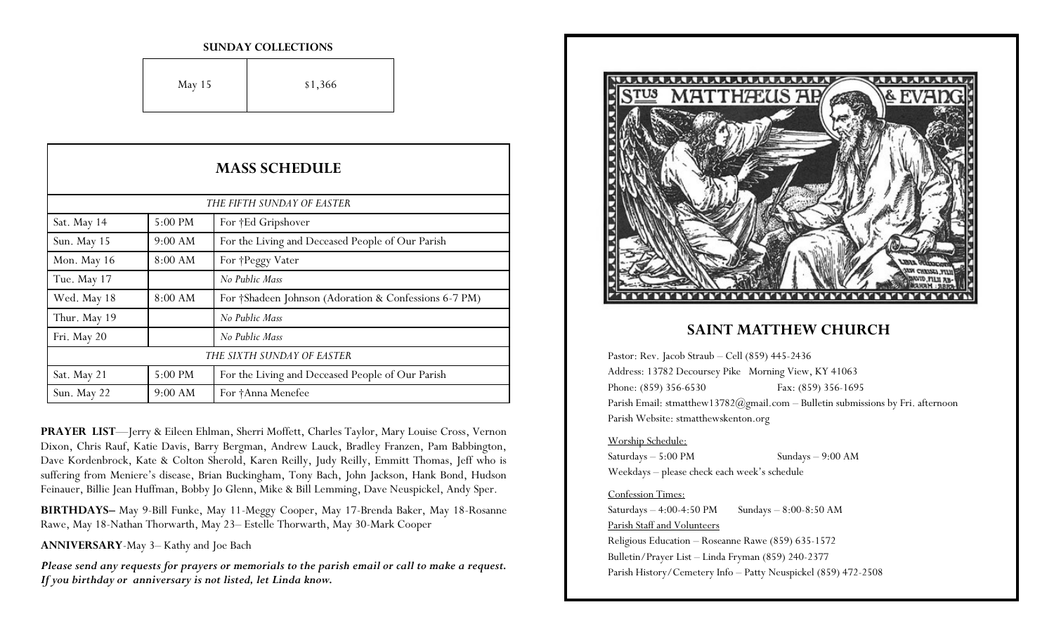**SUNDAY COLLECTIONS**

| May 15 | $1,366 |
|---|---|

## MASS SCHEDULE

| | | |
|---|---|---|
| *THE FIFTH SUNDAY OF EASTER* | | |
| Sat. May 14 | 5:00 PM | For †Ed Gripshover |
| Sun. May 15 | 9:00 AM | For the Living and Deceased People of Our Parish |
| Mon. May 16 | 8:00 AM | For †Peggy Vater |
| Tue. May 17 | | *No Public Mass* |
| Wed. May 18 | 8:00 AM | For †Shadeen Johnson (Adoration & Confessions 6-7 PM) |
| Thur. May 19 | | *No Public Mass* |
| Fri. May 20 | | *No Public Mass* |
| *THE SIXTH SUNDAY OF EASTER* | | |
| Sat. May 21 | 5:00 PM | For the Living and Deceased People of Our Parish |
| Sun. May 22 | 9:00 AM | For †Anna Menefee |

**PRAYER LIST**—Jerry & Eileen Ehlman, Sherri Moffett, Charles Taylor, Mary Louise Cross, Vernon Dixon, Chris Rauf, Katie Davis, Barry Bergman, Andrew Lauck, Bradley Franzen, Pam Babbington, Dave Kordenbrock, Kate & Colton Sherold, Karen Reilly, Judy Reilly, Emmitt Thomas, Jeff who is suffering from Meniere's disease, Brian Buckingham, Tony Bach, John Jackson, Hank Bond, Hudson Feinauer, Billie Jean Huffman, Bobby Jo Glenn, Mike & Bill Lemming, Dave Neuspickel, Andy Sper.

**BIRTHDAYS–** May 9-Bill Funke, May 11-Meggy Cooper, May 17-Brenda Baker, May 18-Rosanne Rawe, May 18-Nathan Thorwarth, May 23– Estelle Thorwarth, May 30-Mark Cooper

**ANNIVERSARY**-May 3– Kathy and Joe Bach

***Please send any requests for prayers or memorials to the parish email or call to make a request. If you birthday or anniversary is not listed, let Linda know.***

## SAINT MATTHEW CHURCH

Pastor: Rev. Jacob Straub – Cell (859) 445-2436

Address: 13782 Decoursey Pike Morning View, KY 41063

Phone: (859) 356-6530 Fax: (859) 356-1695

Parish Email: stmatthew13782@gmail.com – Bulletin submissions by Fri. afternoon

Parish Website: stmatthewskenton.org

Worship Schedule:

Saturdays – 5:00 PM Sundays – 9:00 AM

Weekdays – please check each week's schedule

Confession Times:

Saturdays – 4:00-4:50 PM Sundays – 8:00-8:50 AM

Parish Staff and Volunteers

Religious Education – Roseanne Rawe (859) 635-1572

Bulletin/Prayer List – Linda Fryman (859) 240-2377

Parish History/Cemetery Info – Patty Neuspickel (859) 472-2508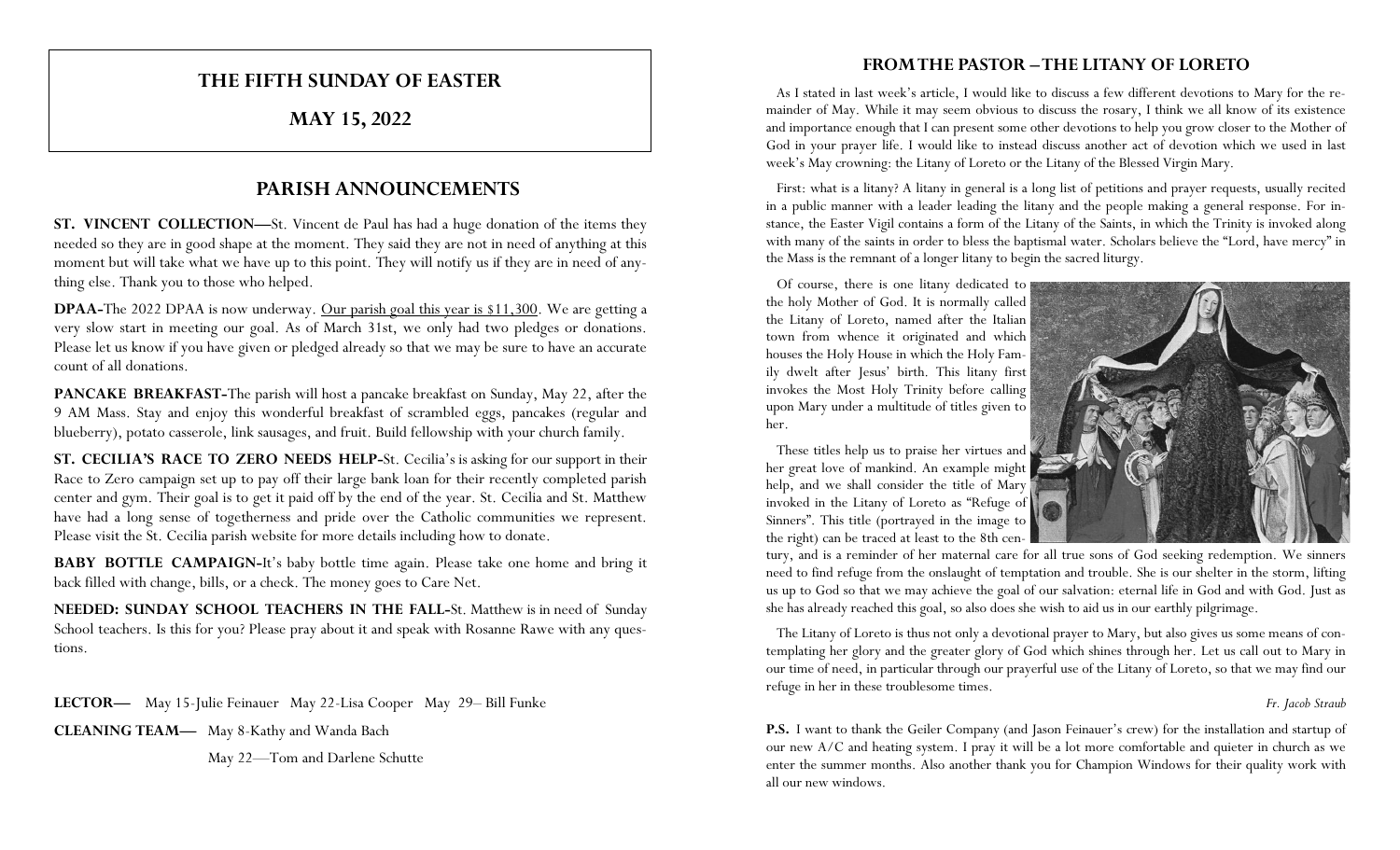# THE FIFTH SUNDAY OF EASTER

## MAY 15, 2022

## PARISH ANNOUNCEMENTS

**ST. VINCENT COLLECTION—**St. Vincent de Paul has had a huge donation of the items they needed so they are in good shape at the moment. They said they are not in need of anything at this moment but will take what we have up to this point. They will notify us if they are in need of anything else. Thank you to those who helped.

**DPAA-**The 2022 DPAA is now underway. Our parish goal this year is $11,300. We are getting a very slow start in meeting our goal. As of March 31st, we only had two pledges or donations. Please let us know if you have given or pledged already so that we may be sure to have an accurate count of all donations.

**PANCAKE BREAKFAST-**The parish will host a pancake breakfast on Sunday, May 22, after the 9 AM Mass. Stay and enjoy this wonderful breakfast of scrambled eggs, pancakes (regular and blueberry), potato casserole, link sausages, and fruit. Build fellowship with your church family.

**ST. CECILIA'S RACE TO ZERO NEEDS HELP-**St. Cecilia's is asking for our support in their Race to Zero campaign set up to pay off their large bank loan for their recently completed parish center and gym. Their goal is to get it paid off by the end of the year. St. Cecilia and St. Matthew have had a long sense of togetherness and pride over the Catholic communities we represent. Please visit the St. Cecilia parish website for more details including how to donate.

**BABY BOTTLE CAMPAIGN-**It's baby bottle time again. Please take one home and bring it back filled with change, bills, or a check. The money goes to Care Net.

**NEEDED: SUNDAY SCHOOL TEACHERS IN THE FALL-**St. Matthew is in need of Sunday School teachers. Is this for you? Please pray about it and speak with Rosanne Rawe with any questions.

**LECTOR—** May 15-Julie Feinauer May 22-Lisa Cooper May 29– Bill Funke

**CLEANING TEAM—** May 8-Kathy and Wanda Bach

May 22—Tom and Darlene Schutte

## FROM THE PASTOR – THE LITANY OF LORETO

As I stated in last week's article, I would like to discuss a few different devotions to Mary for the remainder of May. While it may seem obvious to discuss the rosary, I think we all know of its existence and importance enough that I can present some other devotions to help you grow closer to the Mother of God in your prayer life. I would like to instead discuss another act of devotion which we used in last week's May crowning: the Litany of Loreto or the Litany of the Blessed Virgin Mary.

First: what is a litany? A litany in general is a long list of petitions and prayer requests, usually recited in a public manner with a leader leading the litany and the people making a general response. For instance, the Easter Vigil contains a form of the Litany of the Saints, in which the Trinity is invoked along with many of the saints in order to bless the baptismal water. Scholars believe the "Lord, have mercy" in the Mass is the remnant of a longer litany to begin the sacred liturgy.

Of course, there is one litany dedicated to the holy Mother of God. It is normally called the Litany of Loreto, named after the Italian town from whence it originated and which houses the Holy House in which the Holy Family dwelt after Jesus' birth. This litany first invokes the Most Holy Trinity before calling upon Mary under a multitude of titles given to her.

These titles help us to praise her virtues and her great love of mankind. An example might help, and we shall consider the title of Mary invoked in the Litany of Loreto as "Refuge of Sinners". This title (portrayed in the image to the right) can be traced at least to the 8th century, and is a reminder of her maternal care for all true sons of God seeking redemption. We sinners need to find refuge from the onslaught of temptation and trouble. She is our shelter in the storm, lifting us up to God so that we may achieve the goal of our salvation: eternal life in God and with God. Just as she has already reached this goal, so also does she wish to aid us in our earthly pilgrimage.

The Litany of Loreto is thus not only a devotional prayer to Mary, but also gives us some means of contemplating her glory and the greater glory of God which shines through her. Let us call out to Mary in our time of need, in particular through our prayerful use of the Litany of Loreto, so that we may find our refuge in her in these troublesome times.

*Fr. Jacob Straub*

**P.S.** I want to thank the Geiler Company (and Jason Feinauer's crew) for the installation and startup of our new A/C and heating system. I pray it will be a lot more comfortable and quieter in church as we enter the summer months. Also another thank you for Champion Windows for their quality work with all our new windows.